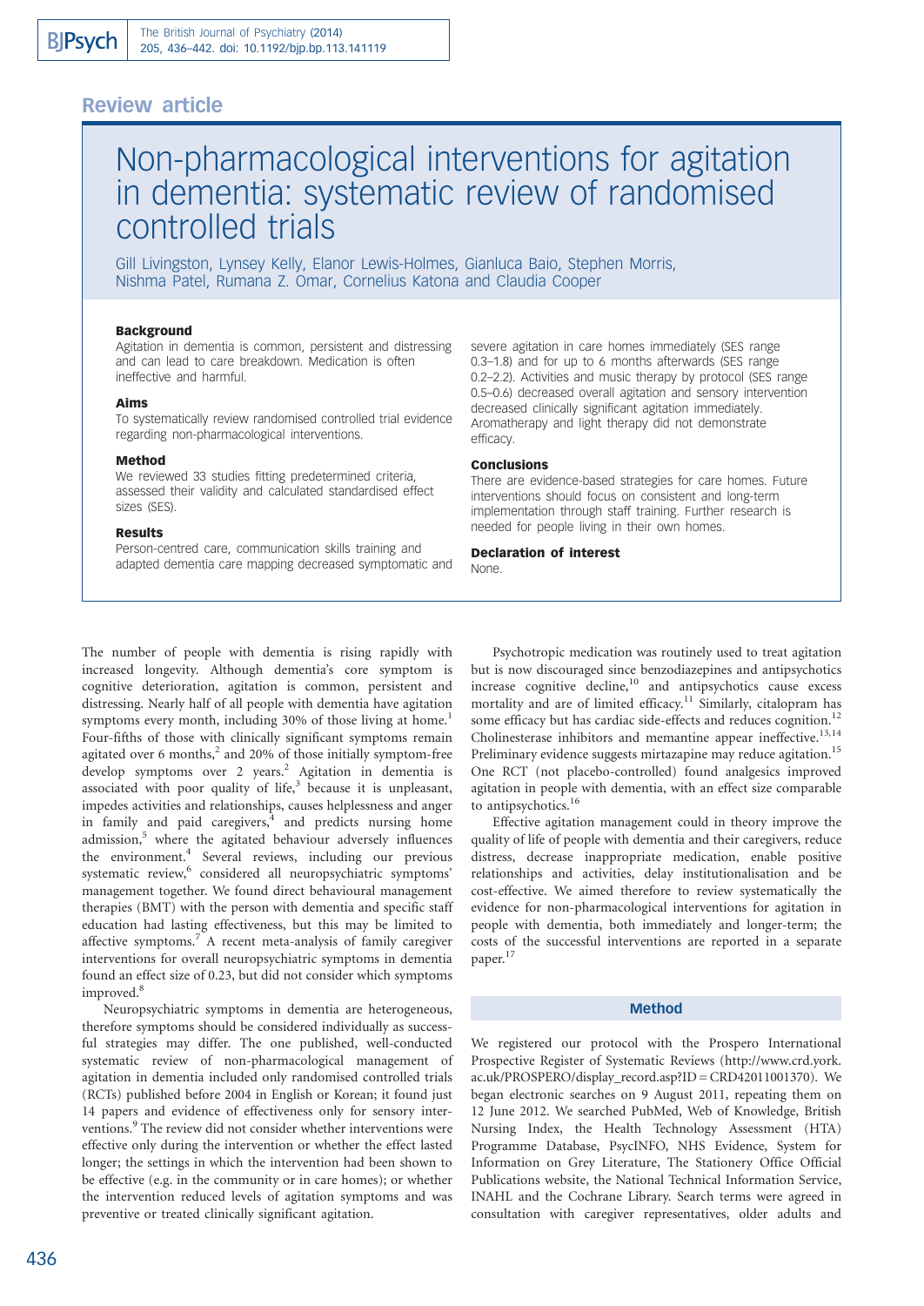## Review article

# Non-pharmacological interventions for agitation in dementia: systematic review of randomised controlled trials

Gill Livingston, Lynsey Kelly, Elanor Lewis-Holmes, Gianluca Baio, Stephen Morris, Nishma Patel, Rumana Z. Omar, Cornelius Katona and Claudia Cooper

### Background

Agitation in dementia is common, persistent and distressing and can lead to care breakdown. Medication is often ineffective and harmful.

### Aims

To systematically review randomised controlled trial evidence regarding non-pharmacological interventions.

### Method

We reviewed 33 studies fitting predetermined criteria, assessed their validity and calculated standardised effect sizes (SES).

### Results

Person-centred care, communication skills training and adapted dementia care mapping decreased symptomatic and severe agitation in care homes immediately (SES range 0.3–1.8) and for up to 6 months afterwards (SES range 0.2–2.2). Activities and music therapy by protocol (SES range 0.5–0.6) decreased overall agitation and sensory intervention decreased clinically significant agitation immediately. Aromatherapy and light therapy did not demonstrate efficacy.

### Conclusions

There are evidence-based strategies for care homes. Future interventions should focus on consistent and long-term implementation through staff training. Further research is needed for people living in their own homes.

### Declaration of interest

None.

The number of people with dementia is rising rapidly with increased longevity. Although dementia's core symptom is cognitive deterioration, agitation is common, persistent and distressing. Nearly half of all people with dementia have agitation symptoms every month, including 30% of those living at home.[1] Four-fifths of those with clinically significant symptoms remain agitated over 6 months,[2] and 20% of those initially symptom-free develop symptoms over 2 years.[2] Agitation in dementia is associated with poor quality of life,[3] because it is unpleasant, impedes activities and relationships, causes helplessness and anger in family and paid caregivers,[4] and predicts nursing home admission,[5] where the agitated behaviour adversely influences the environment.[4] Several reviews, including our previous systematic review,[6] considered all neuropsychiatric symptoms' management together. We found direct behavioural management therapies (BMT) with the person with dementia and specific staff education had lasting effectiveness, but this may be limited to affective symptoms.[7] A recent meta-analysis of family caregiver interventions for overall neuropsychiatric symptoms in dementia found an effect size of 0.23, but did not consider which symptoms improved.[8]

Neuropsychiatric symptoms in dementia are heterogeneous, therefore symptoms should be considered individually as successful strategies may differ. The one published, well-conducted systematic review of non-pharmacological management of agitation in dementia included only randomised controlled trials (RCTs) published before 2004 in English or Korean; it found just 14 papers and evidence of effectiveness only for sensory interventions.[9] The review did not consider whether interventions were effective only during the intervention or whether the effect lasted longer; the settings in which the intervention had been shown to be effective (e.g. in the community or in care homes); or whether the intervention reduced levels of agitation symptoms and was preventive or treated clinically significant agitation.

Psychotropic medication was routinely used to treat agitation but is now discouraged since benzodiazepines and antipsychotics increase cognitive decline,[10] and antipsychotics cause excess mortality and are of limited efficacy.[11] Similarly, citalopram has some efficacy but has cardiac side-effects and reduces cognition.[12] Cholinesterase inhibitors and memantine appear ineffective.[13,14] Preliminary evidence suggests mirtazapine may reduce agitation.[15] One RCT (not placebo-controlled) found analgesics improved agitation in people with dementia, with an effect size comparable to antipsychotics.[16]

Effective agitation management could in theory improve the quality of life of people with dementia and their caregivers, reduce distress, decrease inappropriate medication, enable positive relationships and activities, delay institutionalisation and be cost-effective. We aimed therefore to review systematically the evidence for non-pharmacological interventions for agitation in people with dementia, both immediately and longer-term; the costs of the successful interventions are reported in a separate paper.[17]

## Method

We registered our protocol with the Prospero International Prospective Register of Systematic Reviews (http://www.crd.york.ac.uk/PROSPERO/display_record.asp?ID=CRD42011001370). We began electronic searches on 9 August 2011, repeating them on 12 June 2012. We searched PubMed, Web of Knowledge, British Nursing Index, the Health Technology Assessment (HTA) Programme Database, PsycINFO, NHS Evidence, System for Information on Grey Literature, The Stationery Office Official Publications website, the National Technical Information Service, INAHL and the Cochrane Library. Search terms were agreed in consultation with caregiver representatives, older adults and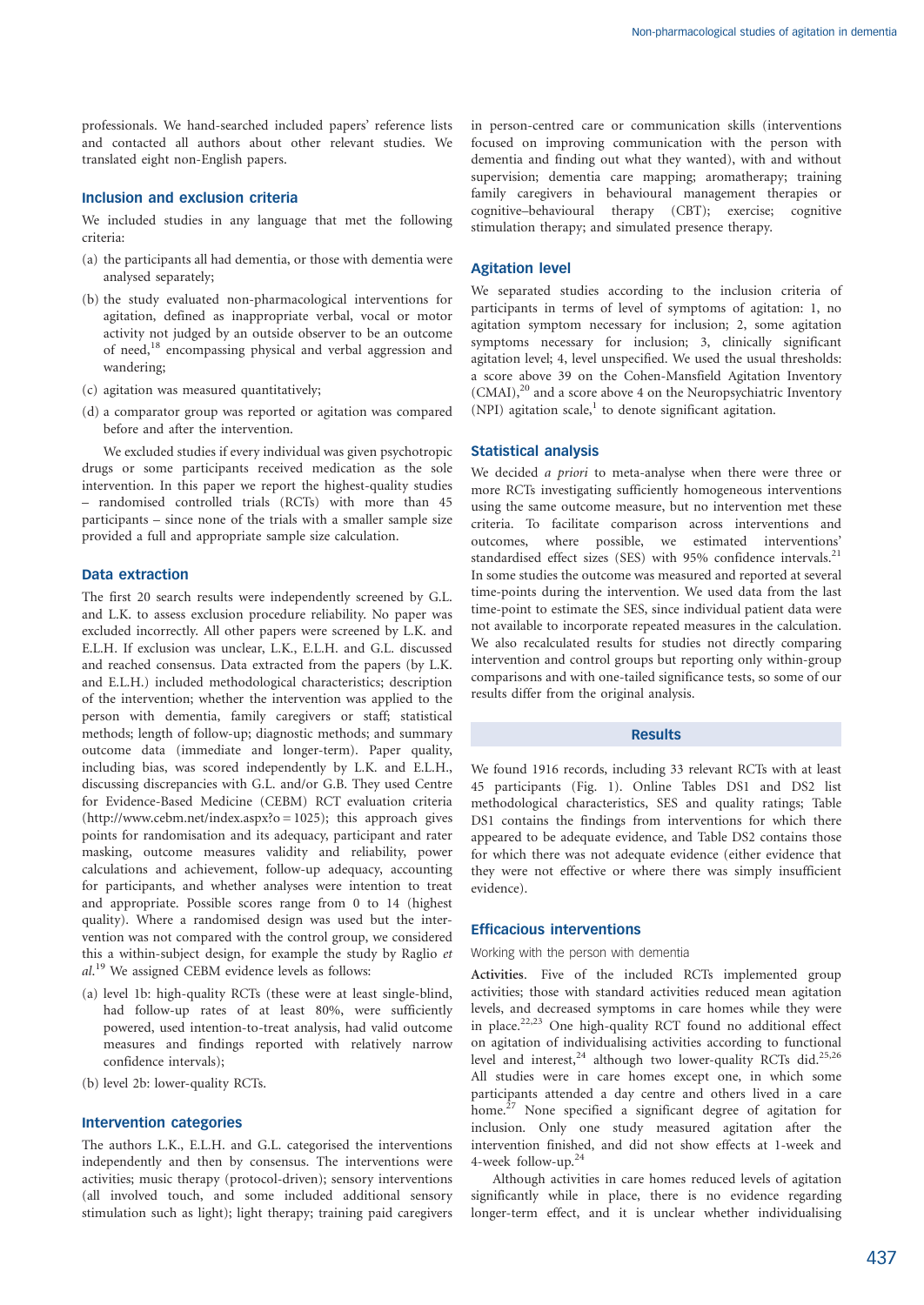professionals. We hand-searched included papers' reference lists and contacted all authors about other relevant studies. We translated eight non-English papers.

### Inclusion and exclusion criteria

We included studies in any language that met the following criteria:

(a) the participants all had dementia, or those with dementia were analysed separately;

(b) the study evaluated non-pharmacological interventions for agitation, defined as inappropriate verbal, vocal or motor activity not judged by an outside observer to be an outcome of need,[18] encompassing physical and verbal aggression and wandering;

(c) agitation was measured quantitatively;

(d) a comparator group was reported or agitation was compared before and after the intervention.

We excluded studies if every individual was given psychotropic drugs or some participants received medication as the sole intervention. In this paper we report the highest-quality studies – randomised controlled trials (RCTs) with more than 45 participants – since none of the trials with a smaller sample size provided a full and appropriate sample size calculation.

### Data extraction

The first 20 search results were independently screened by G.L. and L.K. to assess exclusion procedure reliability. No paper was excluded incorrectly. All other papers were screened by L.K. and E.L.H. If exclusion was unclear, L.K., E.L.H. and G.L. discussed and reached consensus. Data extracted from the papers (by L.K. and E.L.H.) included methodological characteristics; description of the intervention; whether the intervention was applied to the person with dementia, family caregivers or staff; statistical methods; length of follow-up; diagnostic methods; and summary outcome data (immediate and longer-term). Paper quality, including bias, was scored independently by L.K. and E.L.H., discussing discrepancies with G.L. and/or G.B. They used Centre for Evidence-Based Medicine (CEBM) RCT evaluation criteria (http://www.cebm.net/index.aspx?o=1025); this approach gives points for randomisation and its adequacy, participant and rater masking, outcome measures validity and reliability, power calculations and achievement, follow-up adequacy, accounting for participants, and whether analyses were intention to treat and appropriate. Possible scores range from 0 to 14 (highest quality). Where a randomised design was used but the intervention was not compared with the control group, we considered this a within-subject design, for example the study by Raglio *et al*.[19] We assigned CEBM evidence levels as follows:

(a) level 1b: high-quality RCTs (these were at least single-blind, had follow-up rates of at least 80%, were sufficiently powered, used intention-to-treat analysis, had valid outcome measures and findings reported with relatively narrow confidence intervals);

(b) level 2b: lower-quality RCTs.

### Intervention categories

The authors L.K., E.L.H. and G.L. categorised the interventions independently and then by consensus. The interventions were activities; music therapy (protocol-driven); sensory interventions (all involved touch, and some included additional sensory stimulation such as light); light therapy; training paid caregivers in person-centred care or communication skills (interventions focused on improving communication with the person with dementia and finding out what they wanted), with and without supervision; dementia care mapping; aromatherapy; training family caregivers in behavioural management therapies or cognitive–behavioural therapy (CBT); exercise; cognitive stimulation therapy; and simulated presence therapy.

### Agitation level

We separated studies according to the inclusion criteria of participants in terms of level of symptoms of agitation: 1, no agitation symptom necessary for inclusion; 2, some agitation symptoms necessary for inclusion; 3, clinically significant agitation level; 4, level unspecified. We used the usual thresholds: a score above 39 on the Cohen-Mansfield Agitation Inventory (CMAI),[20] and a score above 4 on the Neuropsychiatric Inventory (NPI) agitation scale,[1] to denote significant agitation.

### Statistical analysis

We decided *a priori* to meta-analyse when there were three or more RCTs investigating sufficiently homogeneous interventions using the same outcome measure, but no intervention met these criteria. To facilitate comparison across interventions and outcomes, where possible, we estimated interventions' standardised effect sizes (SES) with 95% confidence intervals.[21] In some studies the outcome was measured and reported at several time-points during the intervention. We used data from the last time-point to estimate the SES, since individual patient data were not available to incorporate repeated measures in the calculation. We also recalculated results for studies not directly comparing intervention and control groups but reporting only within-group comparisons and with one-tailed significance tests, so some of our results differ from the original analysis.

## Results

We found 1916 records, including 33 relevant RCTs with at least 45 participants (Fig. 1). Online Tables DS1 and DS2 list methodological characteristics, SES and quality ratings; Table DS1 contains the findings from interventions for which there appeared to be adequate evidence, and Table DS2 contains those for which there was not adequate evidence (either evidence that they were not effective or where there was simply insufficient evidence).

### Efficacious interventions

#### Working with the person with dementia

**Activities.** Five of the included RCTs implemented group activities; those with standard activities reduced mean agitation levels, and decreased symptoms in care homes while they were in place.[22,23] One high-quality RCT found no additional effect on agitation of individualising activities according to functional level and interest,[24] although two lower-quality RCTs did.[25,26] All studies were in care homes except one, in which some participants attended a day centre and others lived in a care home.[27] None specified a significant degree of agitation for inclusion. Only one study measured agitation after the intervention finished, and did not show effects at 1-week and 4-week follow-up.[24]

Although activities in care homes reduced levels of agitation significantly while in place, there is no evidence regarding longer-term effect, and it is unclear whether individualising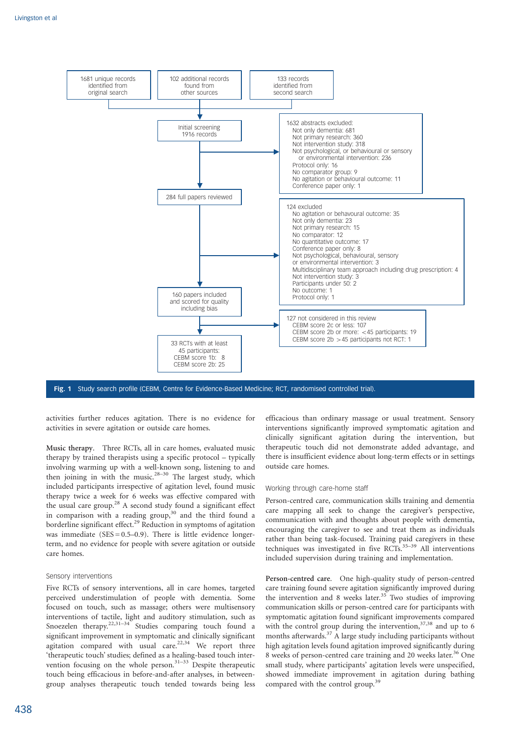1681 unique records identified from original search

102 additional records found from other sources

133 records identified from second search

Initial screening 1916 records

1632 abstracts excluded:
- Not only dementia: 681
- Not primary research: 360
- Not intervention study: 318
- Not psychological, or behavioural or sensory or environmental intervention: 236
- Protocol only: 16
- No comparator group: 9
- No agitation or behavioural outcome: 11
- Conference paper only: 1

284 full papers reviewed

124 excluded
- No agitation or behavioural outcome: 35
- Not only dementia: 23
- Not primary research: 15
- No comparator: 12
- No quantitative outcome: 17
- Conference paper only: 8
- Not psychological, behavioural, sensory or environmental intervention: 3
- Multidisciplinary team approach including drug prescription: 4
- Not intervention study: 3
- Participants under 50: 2
- No outcome: 1
- Protocol only: 1

160 papers included and scored for quality including bias

127 not considered in this review
- CEBM score 2c or less: 107
- CEBM score 2b or more: <45 participants: 19
- CEBM score 2b >45 participants not RCT: 1

33 RCTs with at least 45 participants:
CEBM score 1b: 8
CEBM score 2b: 25

**Fig. 1** Study search profile (CEBM, Centre for Evidence-Based Medicine; RCT, randomised controlled trial).

activities further reduces agitation. There is no evidence for activities in severe agitation or outside care homes.

**Music therapy.** Three RCTs, all in care homes, evaluated music therapy by trained therapists using a specific protocol – typically involving warming up with a well-known song, listening to and then joining in with the music.[28–30] The largest study, which included participants irrespective of agitation level, found music therapy twice a week for 6 weeks was effective compared with the usual care group.[28] A second study found a significant effect in comparison with a reading group,[30] and the third found a borderline significant effect.[29] Reduction in symptoms of agitation was immediate (SES = 0.5–0.9). There is little evidence longer-term, and no evidence for people with severe agitation or outside care homes.

### Sensory interventions

Five RCTs of sensory interventions, all in care homes, targeted perceived understimulation of people with dementia. Some focused on touch, such as massage; others were multisensory interventions of tactile, light and auditory stimulation, such as Snoezelen therapy.[22,31–34] Studies comparing touch found a significant improvement in symptomatic and clinically significant agitation compared with usual care.[22,34] We report three 'therapeutic touch' studies; defined as a healing-based touch intervention focusing on the whole person.[31–33] Despite therapeutic touch being efficacious in before-and-after analyses, in between-group analyses therapeutic touch tended towards being less efficacious than ordinary massage or usual treatment. Sensory interventions significantly improved symptomatic agitation and clinically significant agitation during the intervention, but therapeutic touch did not demonstrate added advantage, and there is insufficient evidence about long-term effects or in settings outside care homes.

### Working through care-home staff

Person-centred care, communication skills training and dementia care mapping all seek to change the caregiver's perspective, communication with and thoughts about people with dementia, encouraging the caregiver to see and treat them as individuals rather than being task-focused. Training paid caregivers in these techniques was investigated in five RCTs.[35–39] All interventions included supervision during training and implementation.

**Person-centred care.** One high-quality study of person-centred care training found severe agitation significantly improved during the intervention and 8 weeks later.[35] Two studies of improving communication skills or person-centred care for participants with symptomatic agitation found significant improvements compared with the control group during the intervention,[37,38] and up to 6 months afterwards.[37] A large study including participants without high agitation levels found agitation improved significantly during 8 weeks of person-centred care training and 20 weeks later.[36] One small study, where participants' agitation levels were unspecified, showed immediate improvement in agitation during bathing compared with the control group.[39]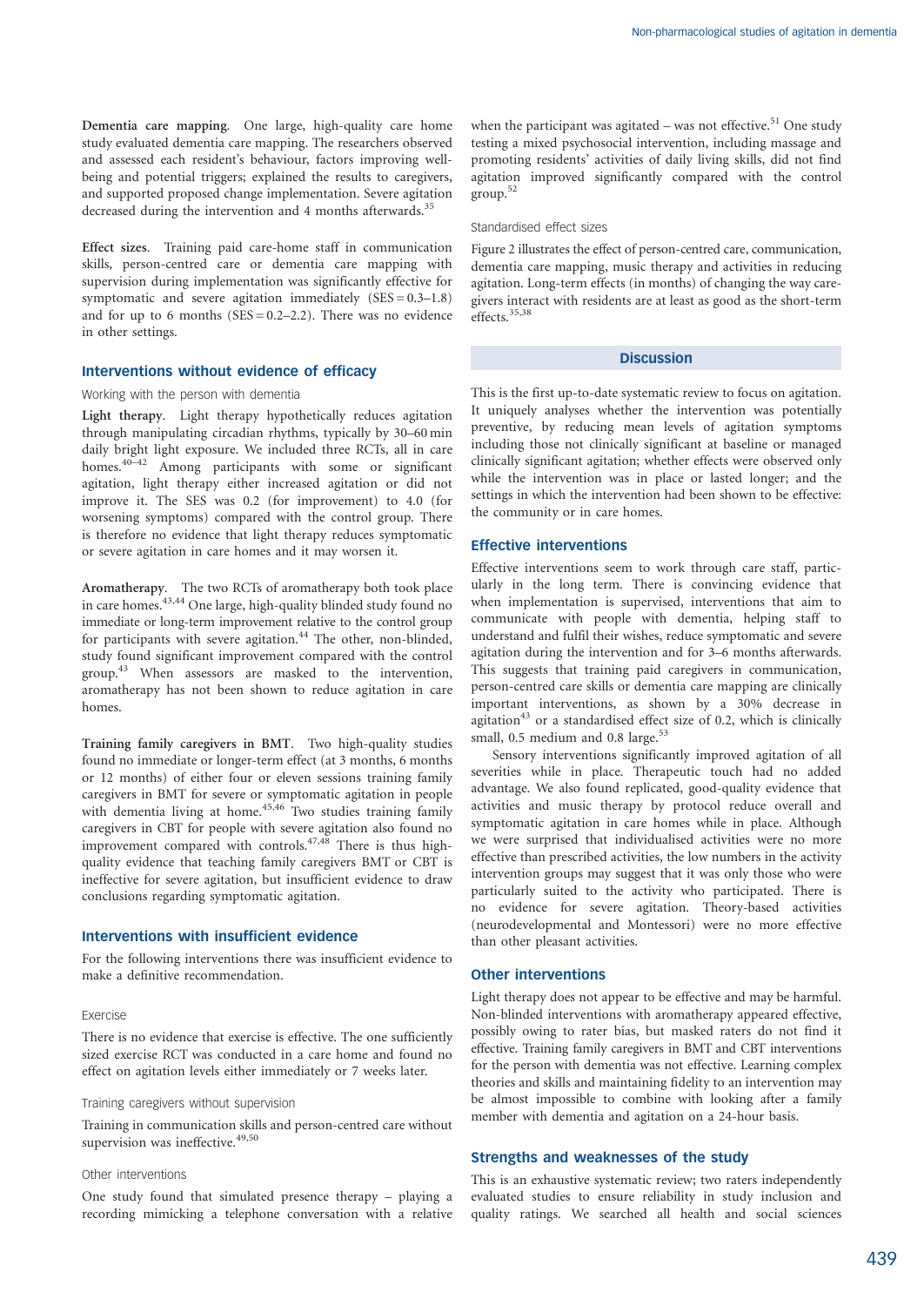**Dementia care mapping**. One large, high-quality care home study evaluated dementia care mapping. The researchers observed and assessed each resident's behaviour, factors improving well-being and potential triggers; explained the results to caregivers, and supported proposed change implementation. Severe agitation decreased during the intervention and 4 months afterwards.[35]

**Effect sizes**. Training paid care-home staff in communication skills, person-centred care or dementia care mapping with supervision during implementation was significantly effective for symptomatic and severe agitation immediately (SES = 0.3–1.8) and for up to 6 months (SES = 0.2–2.2). There was no evidence in other settings.

## Interventions without evidence of efficacy

### Working with the person with dementia

**Light therapy**. Light therapy hypothetically reduces agitation through manipulating circadian rhythms, typically by 30–60 min daily bright light exposure. We included three RCTs, all in care homes.[40–42] Among participants with some or significant agitation, light therapy either increased agitation or did not improve it. The SES was 0.2 (for improvement) to 4.0 (for worsening symptoms) compared with the control group. There is therefore no evidence that light therapy reduces symptomatic or severe agitation in care homes and it may worsen it.

**Aromatherapy**. The two RCTs of aromatherapy both took place in care homes.[43,44] One large, high-quality blinded study found no immediate or long-term improvement relative to the control group for participants with severe agitation.[44] The other, non-blinded, study found significant improvement compared with the control group.[43] When assessors are masked to the intervention, aromatherapy has not been shown to reduce agitation in care homes.

**Training family caregivers in BMT**. Two high-quality studies found no immediate or longer-term effect (at 3 months, 6 months or 12 months) of either four or eleven sessions training family caregivers in BMT for severe or symptomatic agitation in people with dementia living at home.[45,46] Two studies training family caregivers in CBT for people with severe agitation also found no improvement compared with controls.[47,48] There is thus high-quality evidence that teaching family caregivers BMT or CBT is ineffective for severe agitation, but insufficient evidence to draw conclusions regarding symptomatic agitation.

## Interventions with insufficient evidence

For the following interventions there was insufficient evidence to make a definitive recommendation.

### Exercise

There is no evidence that exercise is effective. The one sufficiently sized exercise RCT was conducted in a care home and found no effect on agitation levels either immediately or 7 weeks later.

### Training caregivers without supervision

Training in communication skills and person-centred care without supervision was ineffective.[49,50]

### Other interventions

One study found that simulated presence therapy – playing a recording mimicking a telephone conversation with a relative when the participant was agitated – was not effective.[51] One study testing a mixed psychosocial intervention, including massage and promoting residents' activities of daily living skills, did not find agitation improved significantly compared with the control group.[52]

### Standardised effect sizes

Figure 2 illustrates the effect of person-centred care, communication, dementia care mapping, music therapy and activities in reducing agitation. Long-term effects (in months) of changing the way caregivers interact with residents are at least as good as the short-term effects.[35,38]

## Discussion

This is the first up-to-date systematic review to focus on agitation. It uniquely analyses whether the intervention was potentially preventive, by reducing mean levels of agitation symptoms including those not clinically significant at baseline or managed clinically significant agitation; whether effects were observed only while the intervention was in place or lasted longer; and the settings in which the intervention had been shown to be effective: the community or in care homes.

## Effective interventions

Effective interventions seem to work through care staff, particularly in the long term. There is convincing evidence that when implementation is supervised, interventions that aim to communicate with people with dementia, helping staff to understand and fulfil their wishes, reduce symptomatic and severe agitation during the intervention and for 3–6 months afterwards. This suggests that training paid caregivers in communication, person-centred care skills or dementia care mapping are clinically important interventions, as shown by a 30% decrease in agitation[43] or a standardised effect size of 0.2, which is clinically small, 0.5 medium and 0.8 large.[53]

Sensory interventions significantly improved agitation of all severities while in place. Therapeutic touch had no added advantage. We also found replicated, good-quality evidence that activities and music therapy by protocol reduce overall and symptomatic agitation in care homes while in place. Although we were surprised that individualised activities were no more effective than prescribed activities, the low numbers in the activity intervention groups may suggest that it was only those who were particularly suited to the activity who participated. There is no evidence for severe agitation. Theory-based activities (neurodevelopmental and Montessori) were no more effective than other pleasant activities.

## Other interventions

Light therapy does not appear to be effective and may be harmful. Non-blinded interventions with aromatherapy appeared effective, possibly owing to rater bias, but masked raters do not find it effective. Training family caregivers in BMT and CBT interventions for the person with dementia was not effective. Learning complex theories and skills and maintaining fidelity to an intervention may be almost impossible to combine with looking after a family member with dementia and agitation on a 24-hour basis.

## Strengths and weaknesses of the study

This is an exhaustive systematic review; two raters independently evaluated studies to ensure reliability in study inclusion and quality ratings. We searched all health and social sciences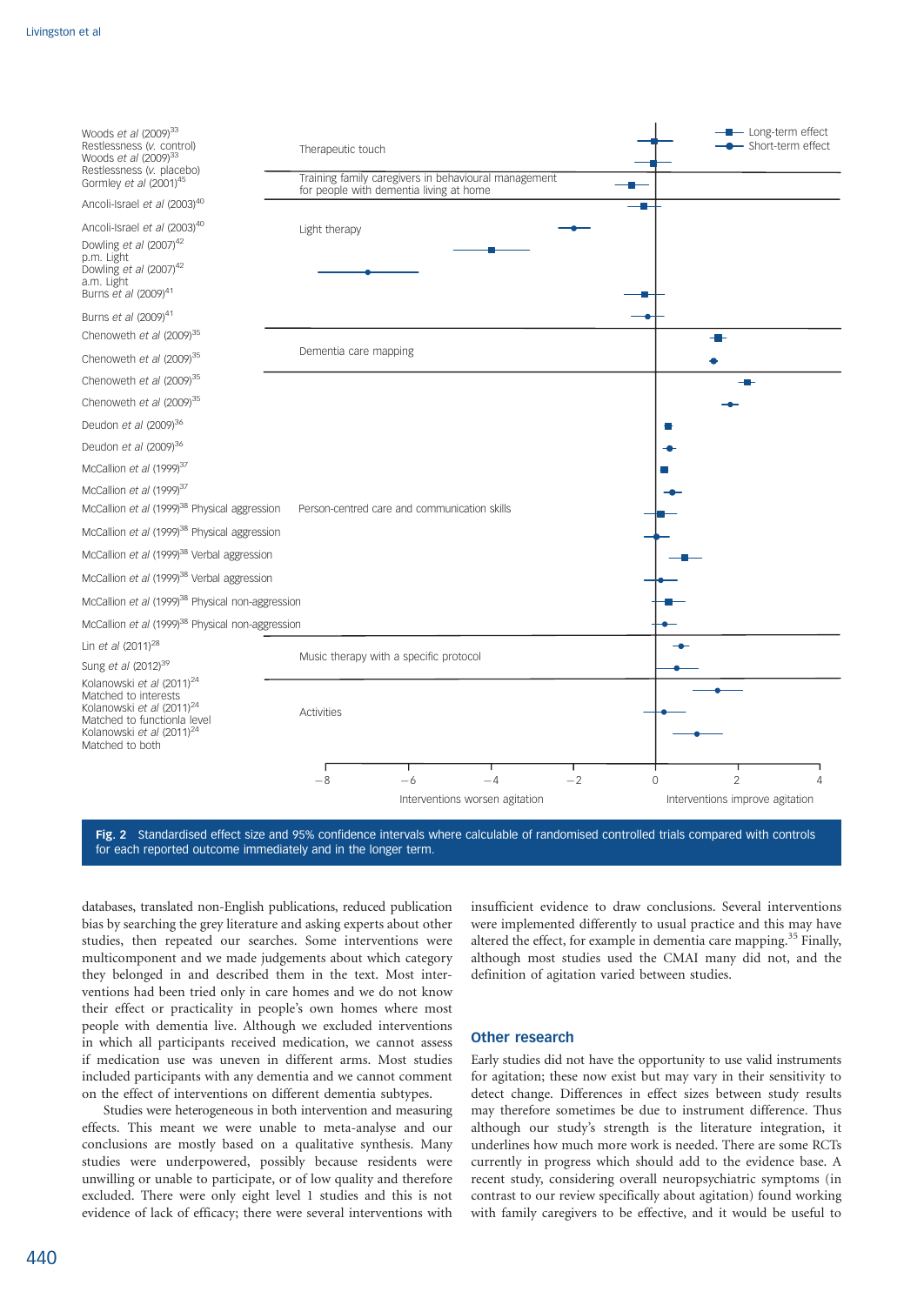Woods *et al* (2009)[33] Restlessness (*v.* control)
Woods *et al* (2009)[33] Restlessness (*v.* placebo)
Gormley *et al* (2001)[45]
Ancoli-Israel *et al* (2003)[40]
Ancoli-Israel *et al* (2003)[40]
Dowling *et al* (2007)[42] p.m. Light
Dowling *et al* (2007)[42] a.m. Light
Burns *et al* (2009)[41]
Burns *et al* (2009)[41]
Chenoweth *et al* (2009)[35]
Chenoweth *et al* (2009)[35]
Chenoweth *et al* (2009)[35]
Chenoweth *et al* (2009)[35]
Deudon *et al* (2009)[36]
Deudon *et al* (2009)[36]
McCallion *et al* (1999)[37]
McCallion *et al* (1999)[37]
McCallion *et al* (1999)[38] Physical aggression
McCallion *et al* (1999)[38] Physical aggression
McCallion *et al* (1999)[38] Verbal aggression
McCallion *et al* (1999)[38] Verbal aggression
McCallion *et al* (1999)[38] Physical non-aggression
McCallion *et al* (1999)[38] Physical non-aggression
Lin *et al* (2011)[28]
Sung *et al* (2012)[39]
Kolanowski *et al* (2011)[24] Matched to interests
Kolanowski *et al* (2011)[24] Matched to functionla level
Kolanowski *et al* (2011)[24] Matched to both

Therapeutic touch
Training family caregivers in behavioural management for people with dementia living at home
Light therapy
Dementia care mapping
Person-centred care and communication skills
Music therapy with a specific protocol
Activities

Long-term effect
Short-term effect

−8 −6 −4 −2 0 2 4

Interventions worsen agitation
Interventions improve agitation

**Fig. 2** Standardised effect size and 95% confidence intervals where calculable of randomised controlled trials compared with controls for each reported outcome immediately and in the longer term.

databases, translated non-English publications, reduced publication bias by searching the grey literature and asking experts about other studies, then repeated our searches. Some interventions were multicomponent and we made judgements about which category they belonged in and described them in the text. Most interventions had been tried only in care homes and we do not know their effect or practicality in people's own homes where most people with dementia live. Although we excluded interventions in which all participants received medication, we cannot assess if medication use was uneven in different arms. Most studies included participants with any dementia and we cannot comment on the effect of interventions on different dementia subtypes.

Studies were heterogeneous in both intervention and measuring effects. This meant we were unable to meta-analyse and our conclusions are mostly based on a qualitative synthesis. Many studies were underpowered, possibly because residents were unwilling or unable to participate, or of low quality and therefore excluded. There were only eight level 1 studies and this is not evidence of lack of efficacy; there were several interventions with insufficient evidence to draw conclusions. Several interventions were implemented differently to usual practice and this may have altered the effect, for example in dementia care mapping.[35] Finally, although most studies used the CMAI many did not, and the definition of agitation varied between studies.

## Other research

Early studies did not have the opportunity to use valid instruments for agitation; these now exist but may vary in their sensitivity to detect change. Differences in effect sizes between study results may therefore sometimes be due to instrument difference. Thus although our study's strength is the literature integration, it underlines how much more work is needed. There are some RCTs currently in progress which should add to the evidence base. A recent study, considering overall neuropsychiatric symptoms (in contrast to our review specifically about agitation) found working with family caregivers to be effective, and it would be useful to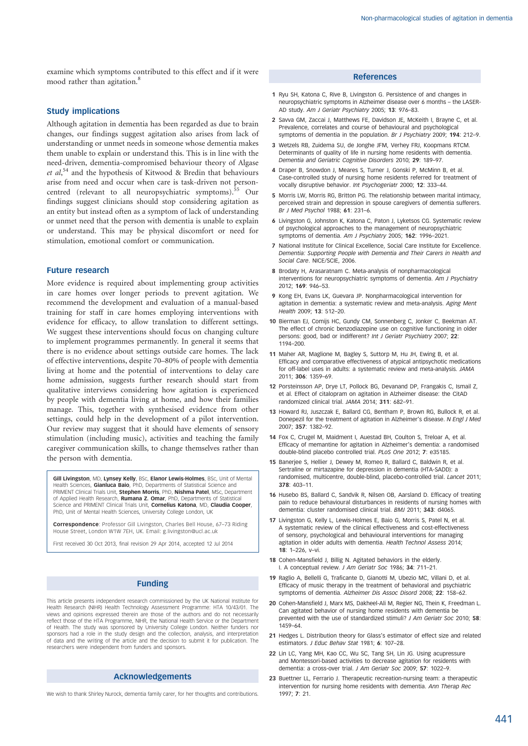examine which symptoms contributed to this effect and if it were mood rather than agitation.[8]

## Study implications

Although agitation in dementia has been regarded as due to brain changes, our findings suggest agitation also arises from lack of understanding or unmet needs in someone whose dementia makes them unable to explain or understand this. This is in line with the need-driven, dementia-compromised behaviour theory of Algase *et al*,[54] and the hypothesis of Kitwood & Bredin that behaviours arise from need and occur when care is task-driven not person-centred (relevant to all neuropsychiatric symptoms).[55] Our findings suggest clinicians should stop considering agitation as an entity but instead often as a symptom of lack of understanding or unmet need that the person with dementia is unable to explain or understand. This may be physical discomfort or need for stimulation, emotional comfort or communication.

## Future research

More evidence is required about implementing group activities in care homes over longer periods to prevent agitation. We recommend the development and evaluation of a manual-based training for staff in care homes employing interventions with evidence for efficacy, to allow translation to different settings. We suggest these interventions should focus on changing culture to implement programmes permanently. In general it seems that there is no evidence about settings outside care homes. The lack of effective interventions, despite 70–80% of people with dementia living at home and the potential of interventions to delay care home admission, suggests further research should start from qualitative interviews considering how agitation is experienced by people with dementia living at home, and how their families manage. This, together with synthesised evidence from other settings, could help in the development of a pilot intervention. Our review may suggest that it should have elements of sensory stimulation (including music), activities and teaching the family caregiver communication skills, to change themselves rather than the person with dementia.

**Gill Livingston**, MD, **Lynsey Kelly**, BSc, **Elanor Lewis-Holmes**, BSc, Unit of Mental Health Sciences, **Gianluca Baio**, PhD, Departments of Statistical Science and PRIMENT Clinical Trials Unit, **Stephen Morris**, PhD, **Nishma Patel**, MSc, Department of Applied Health Research, **Rumana Z. Omar**, PhD, Departments of Statistical Science and PRIMENT Clinical Trials Unit, **Cornelius Katona**, MD, **Claudia Cooper**, PhD, Unit of Mental Health Sciences, University College London, UK

**Correspondence**: Professor Gill Livingston, Charles Bell House, 67–73 Riding House Street, London W1W 7EH, UK. Email: g.livingston@ucl.ac.uk

First received 30 Oct 2013, final revision 29 Apr 2014, accepted 12 Jul 2014

## Funding

This article presents independent research commissioned by the UK National Institute for Health Research (NIHR) Health Technology Assessment Programme: HTA 10/43/01. The views and opinions expressed therein are those of the authors and do not necessarily reflect those of the HTA Programme, NIHR, the National Health Service or the Department of Health. The study was sponsored by University College London. Neither funders nor sponsors had a role in the study design and the collection, analysis, and interpretation of data and the writing of the article and the decision to submit it for publication. The researchers were independent from funders and sponsors.

## Acknowledgements

We wish to thank Shirley Nurock, dementia family carer, for her thoughts and contributions.

## References

1 Ryu SH, Katona C, Rive B, Livingston G. Persistence of and changes in neuropsychiatric symptoms in Alzheimer disease over 6 months – the LASER-AD study. *Am J Geriatr Psychiatry* 2005; **13**: 976–83.

2 Savva GM, Zaccai J, Matthews FE, Davidson JE, McKeith I, Brayne C, et al. Prevalence, correlates and course of behavioural and psychological symptoms of dementia in the population. *Br J Psychiatry* 2009; **194**: 212–9.

3 Wetzels RB, Zuidema SU, de Jonghe JFM, Verhey FRJ, Koopmans RTCM. Determinants of quality of life in nursing home residents with dementia. *Dementia and Geriatric Cognitive Disorders* 2010; **29**: 189–97.

4 Draper B, Snowdon J, Meares S, Turner J, Gonski P, McMinn B, et al. Case-controlled study of nursing home residents referred for treatment of vocally disruptive behavior. *Int Psychogeriatr* 2000; **12**: 333–44.

5 Morris LW, Morris RG, Britton PG. The relationship between marital intimacy, perceived strain and depression in spouse caregivers of dementia sufferers. *Br J Med Psychol* 1988; **61**: 231–6.

6 Livingston G, Johnston K, Katona C, Paton J, Lyketsos CG. Systematic review of psychological approaches to the management of neuropsychiatric symptoms of dementia. *Am J Psychiatry* 2005; **162**: 1996–2021.

7 National Institute for Clinical Excellence, Social Care Institute for Excellence. *Dementia: Supporting People with Dementia and Their Carers in Health and Social Care*. NICE/SCIE, 2006.

8 Brodaty H, Arasaratnam C. Meta-analysis of nonpharmacological interventions for neuropsychiatric symptoms of dementia. *Am J Psychiatry* 2012; **169**: 946–53.

9 Kong EH, Evans LK, Guevara JP. Nonpharmacological intervention for agitation in dementia: a systematic review and meta-analysis. *Aging Ment Health* 2009; **13**: 512–20.

10 Bierman EJ, Comijs HC, Gundy CM, Sonnenberg C, Jonker C, Beekman AT. The effect of chronic benzodiazepine use on cognitive functioning in older persons: good, bad or indifferent? *Int J Geriatr Psychiatry* 2007; **22**: 1194–200.

11 Maher AR, Maglione M, Bagley S, Suttorp M, Hu JH, Ewing B, et al. Efficacy and comparative effectiveness of atypical antipsychotic medications for off-label uses in adults: a systematic review and meta-analysis. *JAMA* 2011; **306**: 1359–69.

12 Porsteinsson AP, Drye LT, Pollock BG, Devanand DP, Frangakis C, Ismail Z, et al. Effect of citalopram on agitation in Alzheimer disease: the CitAD randomized clinical trial. *JAMA* 2014; **311**: 682–91.

13 Howard RJ, Juszczak E, Ballard CG, Bentham P, Brown RG, Bullock R, et al. Donepezil for the treatment of agitation in Alzheimer's disease. *N Engl J Med* 2007; **357**: 1382–92.

14 Fox C, Crugel M, Maidment I, Auestad BH, Coulton S, Treloar A, et al. Efficacy of memantine for agitation in Alzheimer's dementia: a randomised double-blind placebo controlled trial. *PLoS One* 2012; **7**: e35185.

15 Banerjee S, Hellier J, Dewey M, Romeo R, Ballard C, Baldwin R, et al. Sertraline or mirtazapine for depression in dementia (HTA-SADD): a randomised, multicentre, double-blind, placebo-controlled trial. *Lancet* 2011; **378**: 403–11.

16 Husebo BS, Ballard C, Sandvik R, Nilsen OB, Aarsland D. Efficacy of treating pain to reduce behavioural disturbances in residents of nursing homes with dementia: cluster randomised clinical trial. *BMJ* 2011; **343**: d4065.

17 Livingston G, Kelly L, Lewis-Holmes E, Baio G, Morris S, Patel N, et al. A systematic review of the clinical effectiveness and cost-effectiveness of sensory, psychological and behavioural interventions for managing agitation in older adults with dementia. *Health Technol Assess* 2014; **18**: 1–226, v–vi.

18 Cohen-Mansfield J, Billig N. Agitated behaviors in the elderly. I. A conceptual review. *J Am Geriatr Soc* 1986; **34**: 711–21.

19 Raglio A, Bellelli G, Traficante D, Gianotti M, Ubezio MC, Villani D, et al. Efficacy of music therapy in the treatment of behavioral and psychiatric symptoms of dementia. *Alzheimer Dis Assoc Disord* 2008; **22**: 158–62.

20 Cohen-Mansfield J, Marx MS, Dakheel-Ali M, Regier NG, Thein K, Freedman L. Can agitated behavior of nursing home residents with dementia be prevented with the use of standardized stimuli? *J Am Geriatr Soc* 2010; **58**: 1459–64.

21 Hedges L. Distribution theory for Glass's estimator of effect size and related estimators. *J Educ Behav Stat* 1981; **6**: 107–28.

22 Lin LC, Yang MH, Kao CC, Wu SC, Tang SH, Lin JG. Using acupressure and Montessori-based activities to decrease agitation for residents with dementia: a cross-over trial. *J Am Geriatr Soc* 2009; **57**: 1022–9.

23 Buettner LL, Ferrario J. Therapeutic recreation-nursing team: a therapeutic intervention for nursing home residents with dementia. *Ann Therap Rec* 1997; **7**: 21.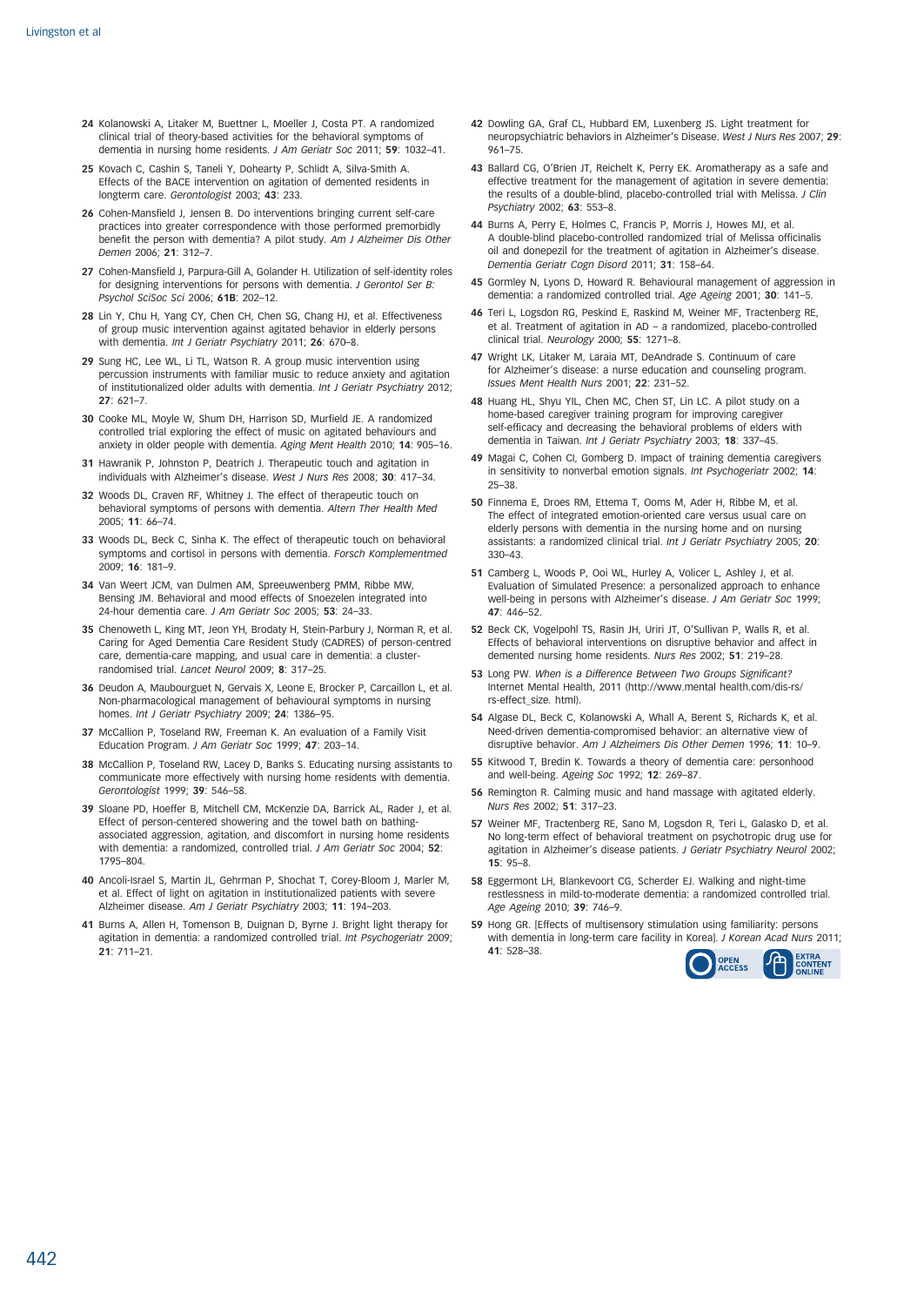24 Kolanowski A, Litaker M, Buettner L, Moeller J, Costa PT. A randomized clinical trial of theory-based activities for the behavioral symptoms of dementia in nursing home residents. *J Am Geriatr Soc* 2011; **59**: 1032–41.

25 Kovach C, Cashin S, Taneli Y, Dohearty P, Schlidt A, Silva-Smith A. Effects of the BACE intervention on agitation of demented residents in longterm care. *Gerontologist* 2003; **43**: 233.

26 Cohen-Mansfield J, Jensen B. Do interventions bringing current self-care practices into greater correspondence with those performed premorbidly benefit the person with dementia? A pilot study. *Am J Alzheimer Dis Other Demen* 2006; **21**: 312–7.

27 Cohen-Mansfield J, Parpura-Gill A, Golander H. Utilization of self-identity roles for designing interventions for persons with dementia. *J Gerontol Ser B: Psychol SciSoc Sci* 2006; **61B**: 202–12.

28 Lin Y, Chu H, Yang CY, Chen CH, Chen SG, Chang HJ, et al. Effectiveness of group music intervention against agitated behavior in elderly persons with dementia. *Int J Geriatr Psychiatry* 2011; **26**: 670–8.

29 Sung HC, Lee WL, Li TL, Watson R. A group music intervention using percussion instruments with familiar music to reduce anxiety and agitation of institutionalized older adults with dementia. *Int J Geriatr Psychiatry* 2012; **27**: 621–7.

30 Cooke ML, Moyle W, Shum DH, Harrison SD, Murfield JE. A randomized controlled trial exploring the effect of music on agitated behaviours and anxiety in older people with dementia. *Aging Ment Health* 2010; **14**: 905–16.

31 Hawranik P, Johnston P, Deatrich J. Therapeutic touch and agitation in individuals with Alzheimer's disease. *West J Nurs Res* 2008; **30**: 417–34.

32 Woods DL, Craven RF, Whitney J. The effect of therapeutic touch on behavioral symptoms of persons with dementia. *Altern Ther Health Med* 2005; **11**: 66–74.

33 Woods DL, Beck C, Sinha K. The effect of therapeutic touch on behavioral symptoms and cortisol in persons with dementia. *Forsch Komplementmed* 2009; **16**: 181–9.

34 Van Weert JCM, van Dulmen AM, Spreeuwenberg PMM, Ribbe MW, Bensing JM. Behavioral and mood effects of Snoezelen integrated into 24-hour dementia care. *J Am Geriatr Soc* 2005; **53**: 24–33.

35 Chenoweth L, King MT, Jeon YH, Brodaty H, Stein-Parbury J, Norman R, et al. Caring for Aged Dementia Care Resident Study (CADRES) of person-centred care, dementia-care mapping, and usual care in dementia: a cluster-randomised trial. *Lancet Neurol* 2009; **8**: 317–25.

36 Deudon A, Maubourguet N, Gervais X, Leone E, Brocker P, Carcaillon L, et al. Non-pharmacological management of behavioural symptoms in nursing homes. *Int J Geriatr Psychiatry* 2009; **24**: 1386–95.

37 McCallion P, Toseland RW, Freeman K. An evaluation of a Family Visit Education Program. *J Am Geriatr Soc* 1999; **47**: 203–14.

38 McCallion P, Toseland RW, Lacey D, Banks S. Educating nursing assistants to communicate more effectively with nursing home residents with dementia. *Gerontologist* 1999; **39**: 546–58.

39 Sloane PD, Hoeffer B, Mitchell CM, McKenzie DA, Barrick AL, Rader J, et al. Effect of person-centered showering and the towel bath on bathing-associated aggression, agitation, and discomfort in nursing home residents with dementia: a randomized, controlled trial. *J Am Geriatr Soc* 2004; **52**: 1795–804.

40 Ancoli-Israel S, Martin JL, Gehrman P, Shochat T, Corey-Bloom J, Marler M, et al. Effect of light on agitation in institutionalized patients with severe Alzheimer disease. *Am J Geriatr Psychiatry* 2003; **11**: 194–203.

41 Burns A, Allen H, Tomenson B, Duignan D, Byrne J. Bright light therapy for agitation in dementia: a randomized controlled trial. *Int Psychogeriatr* 2009; **21**: 711–21.

42 Dowling GA, Graf CL, Hubbard EM, Luxenberg JS. Light treatment for neuropsychiatric behaviors in Alzheimer's Disease. *West J Nurs Res* 2007; **29**: 961–75.

43 Ballard CG, O'Brien JT, Reichelt K, Perry EK. Aromatherapy as a safe and effective treatment for the management of agitation in severe dementia: the results of a double-blind, placebo-controlled trial with Melissa. *J Clin Psychiatry* 2002; **63**: 553–8.

44 Burns A, Perry E, Holmes C, Francis P, Morris J, Howes MJ, et al. A double-blind placebo-controlled randomized trial of Melissa officinalis oil and donepezil for the treatment of agitation in Alzheimer's disease. *Dementia Geriatr Cogn Disord* 2011; **31**: 158–64.

45 Gormley N, Lyons D, Howard R. Behavioural management of aggression in dementia: a randomized controlled trial. *Age Ageing* 2001; **30**: 141–5.

46 Teri L, Logsdon RG, Peskind E, Raskind M, Weiner MF, Tractenberg RE, et al. Treatment of agitation in AD – a randomized, placebo-controlled clinical trial. *Neurology* 2000; **55**: 1271–8.

47 Wright LK, Litaker M, Laraia MT, DeAndrade S. Continuum of care for Alzheimer's disease: a nurse education and counseling program. *Issues Ment Health Nurs* 2001; **22**: 231–52.

48 Huang HL, Shyu YIL, Chen MC, Chen ST, Lin LC. A pilot study on a home-based caregiver training program for improving caregiver self-efficacy and decreasing the behavioral problems of elders with dementia in Taiwan. *Int J Geriatr Psychiatry* 2003; **18**: 337–45.

49 Magai C, Cohen CI, Gomberg D. Impact of training dementia caregivers in sensitivity to nonverbal emotion signals. *Int Psychogeriatr* 2002; **14**: 25–38.

50 Finnema E, Droes RM, Ettema T, Ooms M, Ader H, Ribbe M, et al. The effect of integrated emotion-oriented care versus usual care on elderly persons with dementia in the nursing home and on nursing assistants: a randomized clinical trial. *Int J Geriatr Psychiatry* 2005; **20**: 330–43.

51 Camberg L, Woods P, Ooi WL, Hurley A, Volicer L, Ashley J, et al. Evaluation of Simulated Presence: a personalized approach to enhance well-being in persons with Alzheimer's disease. *J Am Geriatr Soc* 1999; **47**: 446–52.

52 Beck CK, Vogelpohl TS, Rasin JH, Uriri JT, O'Sullivan P, Walls R, et al. Effects of behavioral interventions on disruptive behavior and affect in demented nursing home residents. *Nurs Res* 2002; **51**: 219–28.

53 Long PW. *When is a Difference Between Two Groups Significant?* Internet Mental Health, 2011 (http://www.mental health.com/dis-rs/rs-effect_size. html).

54 Algase DL, Beck C, Kolanowski A, Whall A, Berent S, Richards K, et al. Need-driven dementia-compromised behavior: an alternative view of disruptive behavior. *Am J Alzheimers Dis Other Demen* 1996; **11**: 10–9.

55 Kitwood T, Bredin K. Towards a theory of dementia care: personhood and well-being. *Ageing Soc* 1992; **12**: 269–87.

56 Remington R. Calming music and hand massage with agitated elderly. *Nurs Res* 2002; **51**: 317–23.

57 Weiner MF, Tractenberg RE, Sano M, Logsdon R, Teri L, Galasko D, et al. No long-term effect of behavioral treatment on psychotropic drug use for agitation in Alzheimer's disease patients. *J Geriatr Psychiatry Neurol* 2002; **15**: 95–8.

58 Eggermont LH, Blankevoort CG, Scherder EJ. Walking and night-time restlessness in mild-to-moderate dementia: a randomized controlled trial. *Age Ageing* 2010; **39**: 746–9.

59 Hong GR. [Effects of multisensory stimulation using familiarity: persons with dementia in long-term care facility in Korea]. *J Korean Acad Nurs* 2011; **41**: 528–38.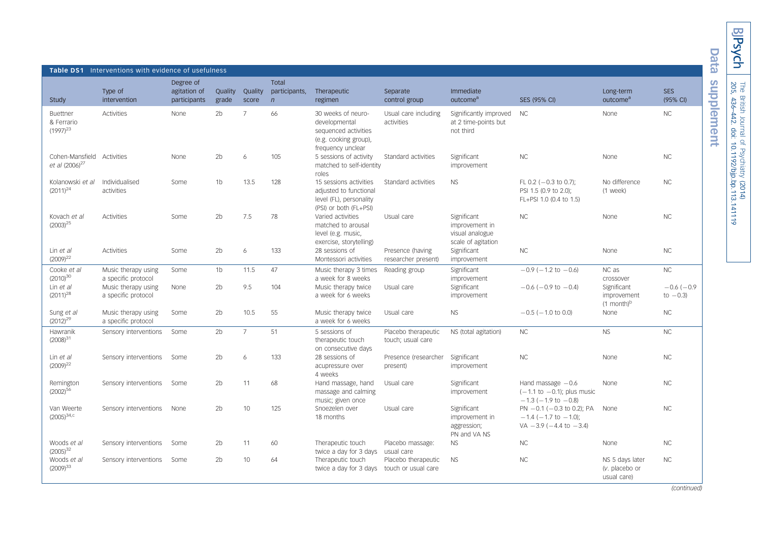## Data supplement

**Table DS1** Interventions with evidence of usefulness

| Study | Type of intervention | Degree of agitation of participants | Quality grade | Quality score | Total participants, *n* | Therapeutic regimen | Separate control group | Immediate outcome[a] | SES (95% CI) | Long-term outcome[a] | SES (95% CI) |
|---|---|---|---|---|---|---|---|---|---|---|---|
| Buettner & Ferrario (1997)[23] | Activities | None | 2b | 7 | 66 | 30 weeks of neuro-developmental sequenced activities (e.g. cooking group), frequency unclear | Usual care including activities | Significantly improved at 2 time-points but not third | NC | None | NC |
| Cohen-Mansfield *et al* (2006)[27] | Activities | None | 2b | 6 | 105 | 5 sessions of activity matched to self-identity roles | Standard activities | Significant improvement | NC | None | NC |
| Kolanowski *et al* (2011)[24] | Individualised activities | Some | 1b | 13.5 | 128 | 15 sessions activities adjusted to functional level (FL), personality (PSI) or both (FL+PSI) | Standard activities | NS | FL 0.2 (−0.3 to 0.7); PSI 1.5 (0.9 to 2.0); FL+PSI 1.0 (0.4 to 1.5) | No difference (1 week) | NC |
| Kovach *et al* (2003)[25] | Activities | Some | 2b | 7.5 | 78 | Varied activities matched to arousal level (e.g. music, exercise, storytelling) | Usual care | Significant improvement in visual analogue scale of agitation | NC | None | NC |
| Lin *et al* (2009)[22] | Activities | Some | 2b | 6 | 133 | 28 sessions of Montessori activities | Presence (having researcher present) | Significant improvement | NC | None | NC |
| Cooke *et al* (2010)[30] | Music therapy using a specific protocol | Some | 1b | 11.5 | 47 | Music therapy 3 times a week for 8 weeks | Reading group | Significant improvement | −0.9 (−1.2 to −0.6) | NC as crossover | NC |
| Lin *et al* (2011)[28] | Music therapy using a specific protocol | None | 2b | 9.5 | 104 | Music therapy twice a week for 6 weeks | Usual care | Significant improvement | −0.6 (−0.9 to −0.4) | Significant improvement (1 month)[b] | −0.6 (−0.9 to −0.3) |
| Sung *et al* (2012)[29] | Music therapy using a specific protocol | Some | 2b | 10.5 | 55 | Music therapy twice a week for 6 weeks | Usual care | NS | −0.5 (−1.0 to 0.0) | None | NC |
| Hawranik (2008)[31] | Sensory interventions | Some | 2b | 7 | 51 | 5 sessions of therapeutic touch on consecutive days | Placebo therapeutic touch; usual care | NS (total agitation) | NC | NS | NC |
| Lin *et al* (2009)[22] | Sensory interventions | Some | 2b | 6 | 133 | 28 sessions of acupressure over 4 weeks | Presence (researcher present) | Significant improvement | NC | None | NC |
| Remington (2002)[56] | Sensory interventions | Some | 2b | 11 | 68 | Hand massage, hand massage and calming music; given once | Usual care | Significant improvement | Hand massage −0.6 (−1.1 to −0.1); plus music −1.3 (−1.9 to −0.8) | None | NC |
| Van Weerte (2005)[34,c] | Sensory interventions | None | 2b | 10 | 125 | Snoezelen over 18 months | Usual care | Significant improvement in aggression; PN and VA NS | PN −0.1 (−0.3 to 0.2); PA −1.4 (−1.7 to −1.0); VA −3.9 (−4.4 to −3.4) | None | NC |
| Woods *et al* (2005)[32] | Sensory interventions | Some | 2b | 11 | 60 | Therapeutic touch twice a day for 3 days | Placebo massage: usual care | NS | NC | None | NC |
| Woods *et al* (2009)[33] | Sensory interventions | Some | 2b | 10 | 64 | Therapeutic touch twice a day for 3 days | Placebo therapeutic touch or usual care | NS | NC | NS 5 days later (*v*. placebo or usual care) | NC |

*(continued)*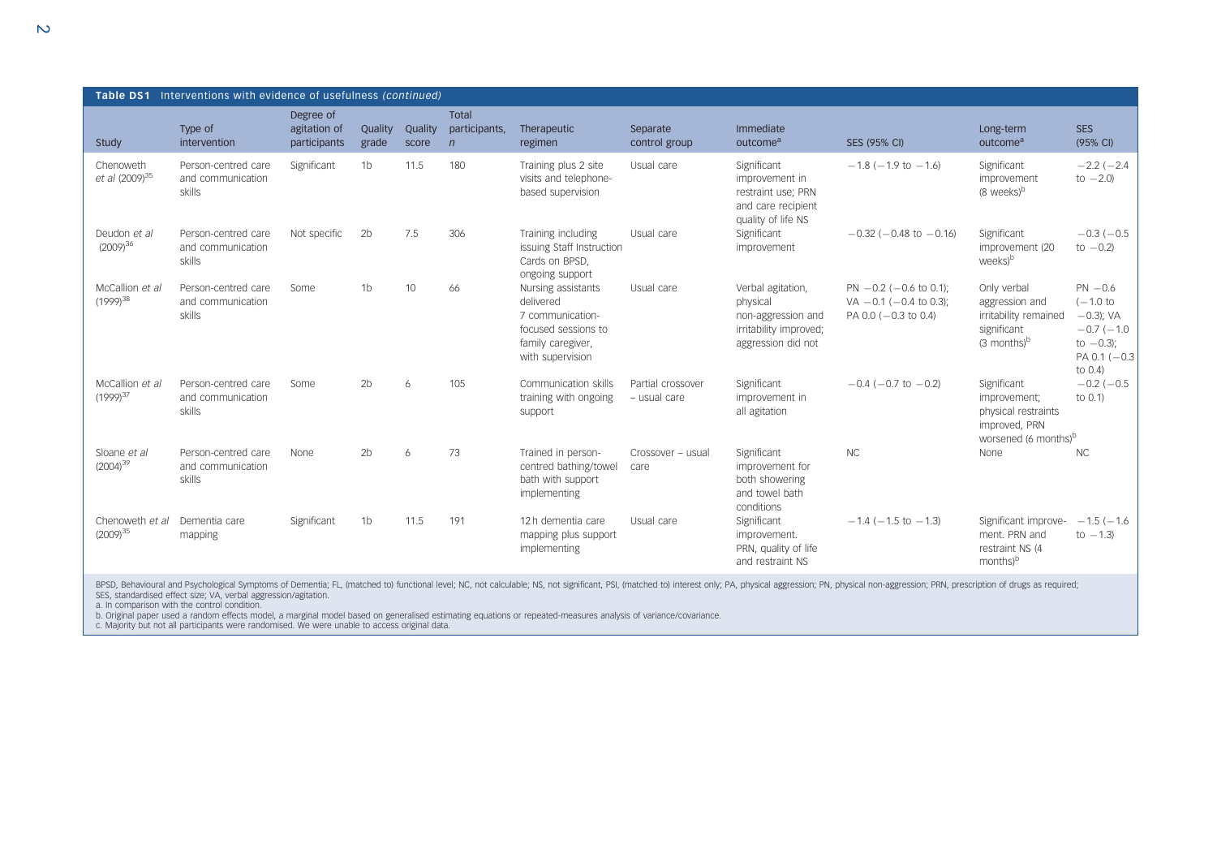**Table DS1** Interventions with evidence of usefulness *(continued)*

| Study | Type of intervention | Degree of agitation of participants | Quality grade | Quality score | Total participants, *n* | Therapeutic regimen | Separate control group | Immediate outcome[a] | SES (95% CI) | Long-term outcome[a] | SES (95% CI) |
|---|---|---|---|---|---|---|---|---|---|---|---|
| Chenoweth *et al* (2009)[35] | Person-centred care and communication skills | Significant | 1b | 11.5 | 180 | Training plus 2 site visits and telephone-based supervision | Usual care | Significant improvement in restraint use; PRN and care recipient quality of life NS | −1.8 (−1.9 to −1.6) | Significant improvement (8 weeks)[b] | −2.2 (−2.4 to −2.0) |
| Deudon *et al* (2009)[36] | Person-centred care and communication skills | Not specific | 2b | 7.5 | 306 | Training including issuing Staff Instruction Cards on BPSD, ongoing support | Usual care | Significant improvement | −0.32 (−0.48 to −0.16) | Significant improvement (20 weeks)[b] | −0.3 (−0.5 to −0.2) |
| McCallion *et al* (1999)[38] | Person-centred care and communication skills | Some | 1b | 10 | 66 | Nursing assistants delivered 7 communication-focused sessions to family caregiver, with supervision | Usual care | Verbal agitation, physical non-aggression and irritability improved; aggression did not | PN −0.2 (−0.6 to 0.1); VA −0.1 (−0.4 to 0.3); PA 0.0 (−0.3 to 0.4) | Only verbal aggression and irritability remained significant (3 months)[b] | PN −0.6 (−1.0 to −0.3); VA −0.7 (−1.0 to −0.3); PA 0.1 (−0.3 to 0.4) |
| McCallion *et al* (1999)[37] | Person-centred care and communication skills | Some | 2b | 6 | 105 | Communication skills training with ongoing support | Partial crossover – usual care | Significant improvement in all agitation | −0.4 (−0.7 to −0.2) | Significant improvement; physical restraints improved, PRN worsened (6 months)[b] | −0.2 (−0.5 to 0.1) |
| Sloane *et al* (2004)[39] | Person-centred care and communication skills | None | 2b | 6 | 73 | Trained in person-centred bathing/towel bath with support implementing | Crossover – usual care | Significant improvement for both showering and towel bath conditions | NC | None | NC |
| Chenoweth *et al* (2009)[35] | Dementia care mapping | Significant | 1b | 11.5 | 191 | 12 h dementia care mapping plus support implementing | Usual care | Significant improvement. PRN, quality of life and restraint NS | −1.4 (−1.5 to −1.3) | Significant improvement. PRN and restraint NS (4 months)[b] | −1.5 (−1.6 to −1.3) |

BPSD, Behavioural and Psychological Symptoms of Dementia; FL, (matched to) functional level; NC, not calculable; NS, not significant, PSI, (matched to) interest only; PA, physical aggression; PN, physical non-aggression; PRN, prescription of drugs as required; SES, standardised effect size; VA, verbal aggression/agitation.
a. In comparison with the control condition.
b. Original paper used a random effects model, a marginal model based on generalised estimating equations or repeated-measures analysis of variance/covariance.
c. Majority but not all participants were randomised. We were unable to access original data.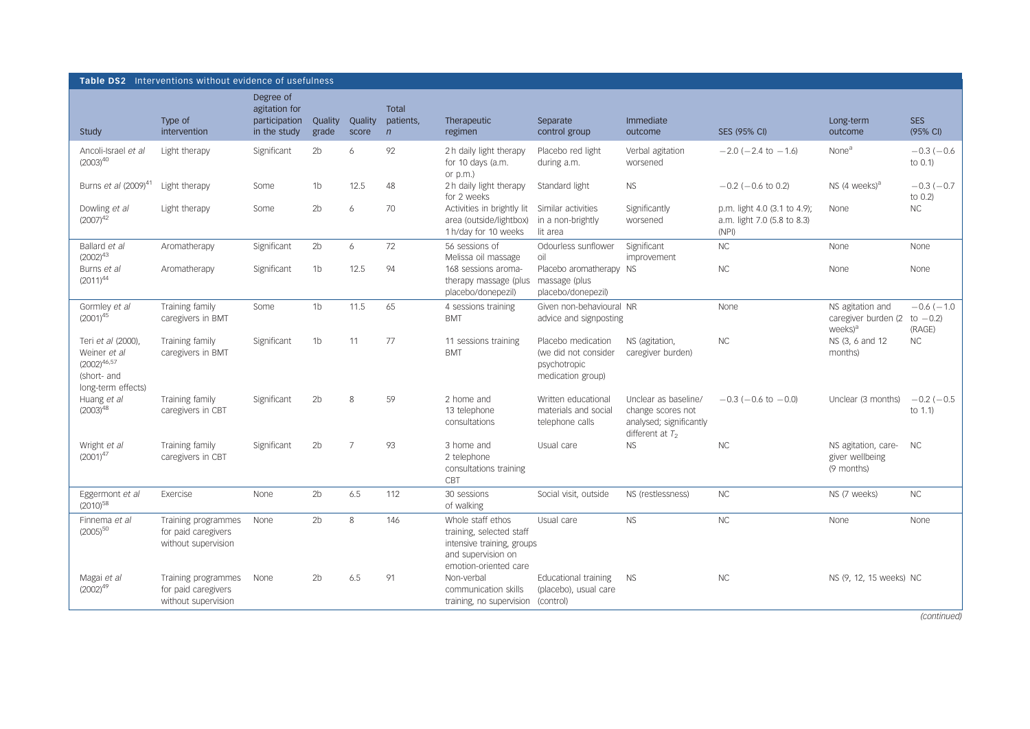**Table DS2** Interventions without evidence of usefulness

| Study | Type of intervention | Degree of agitation for participation in the study | Quality grade | Quality score | Total patients, *n* | Therapeutic regimen | Separate control group | Immediate outcome | SES (95% CI) | Long-term outcome | SES (95% CI) |
|---|---|---|---|---|---|---|---|---|---|---|---|
| Ancoli-Israel *et al* (2003)[40] | Light therapy | Significant | 2b | 6 | 92 | 2 h daily light therapy for 10 days (a.m. or p.m.) | Placebo red light during a.m. | Verbal agitation worsened | −2.0 (−2.4 to −1.6) | None[a] | −0.3 (−0.6 to 0.1) |
| Burns *et al* (2009)[41] | Light therapy | Some | 1b | 12.5 | 48 | 2 h daily light therapy for 2 weeks | Standard light | NS | −0.2 (−0.6 to 0.2) | NS (4 weeks)[a] | −0.3 (−0.7 to 0.2) |
| Dowling *et al* (2007)[42] | Light therapy | Some | 2b | 6 | 70 | Activities in brightly lit area (outside/lightbox) 1 h/day for 10 weeks | Similar activities in a non-brightly lit area | Significantly worsened | p.m. light 4.0 (3.1 to 4.9); a.m. light 7.0 (5.8 to 8.3) (NPI) | None | NC |
| Ballard *et al* (2002)[43] | Aromatherapy | Significant | 2b | 6 | 72 | 56 sessions of Melissa oil massage | Odourless sunflower oil | Significant improvement | NC | None | None |
| Burns *et al* (2011)[44] | Aromatherapy | Significant | 1b | 12.5 | 94 | 168 sessions aromatherapy massage (plus placebo/donepezil) | Placebo aromatherapy massage (plus placebo/donepezil) | NS | NC | None | None |
| Gormley *et al* (2001)[45] | Training family caregivers in BMT | Some | 1b | 11.5 | 65 | 4 sessions training BMT | Given non-behavioural advice and signposting | NR | None | NS agitation and caregiver burden (2 weeks)[a] | −0.6 (−1.0 to −0.2) (RAGE) |
| Teri *et al* (2000), Weiner *et al* (2002)[46,57] (short- and long-term effects) | Training family caregivers in BMT | Significant | 1b | 11 | 77 | 11 sessions training BMT | Placebo medication (we did not consider psychotropic medication group) | NS (agitation, caregiver burden) | NC | NS (3, 6 and 12 months) | NC |
| Huang *et al* (2003)[48] | Training family caregivers in CBT | Significant | 2b | 8 | 59 | 2 home and 13 telephone consultations | Written educational materials and social telephone calls | Unclear as baseline/change scores not analysed; significantly different at $T_2$ | −0.3 (−0.6 to −0.0) | Unclear (3 months) | −0.2 (−0.5 to 1.1) |
| Wright *et al* (2001)[47] | Training family caregivers in CBT | Significant | 2b | 7 | 93 | 3 home and 2 telephone consultations training CBT | Usual care | NS | NC | NS agitation, caregiver wellbeing (9 months) | NC |
| Eggermont *et al* (2010)[58] | Exercise | None | 2b | 6.5 | 112 | 30 sessions of walking | Social visit, outside | NS (restlessness) | NC | NS (7 weeks) | NC |
| Finnema *et al* (2005)[50] | Training programmes for paid caregivers without supervision | None | 2b | 8 | 146 | Whole staff ethos training, selected staff intensive training, groups and supervision on emotion-oriented care | Usual care | NS | NC | None | None |
| Magai *et al* (2002)[49] | Training programmes for paid caregivers without supervision | None | 2b | 6.5 | 91 | Non-verbal communication skills training, no supervision | Educational training (placebo), usual care (control) | NS | NC | NS (9, 12, 15 weeks) | NC |

*(continued)*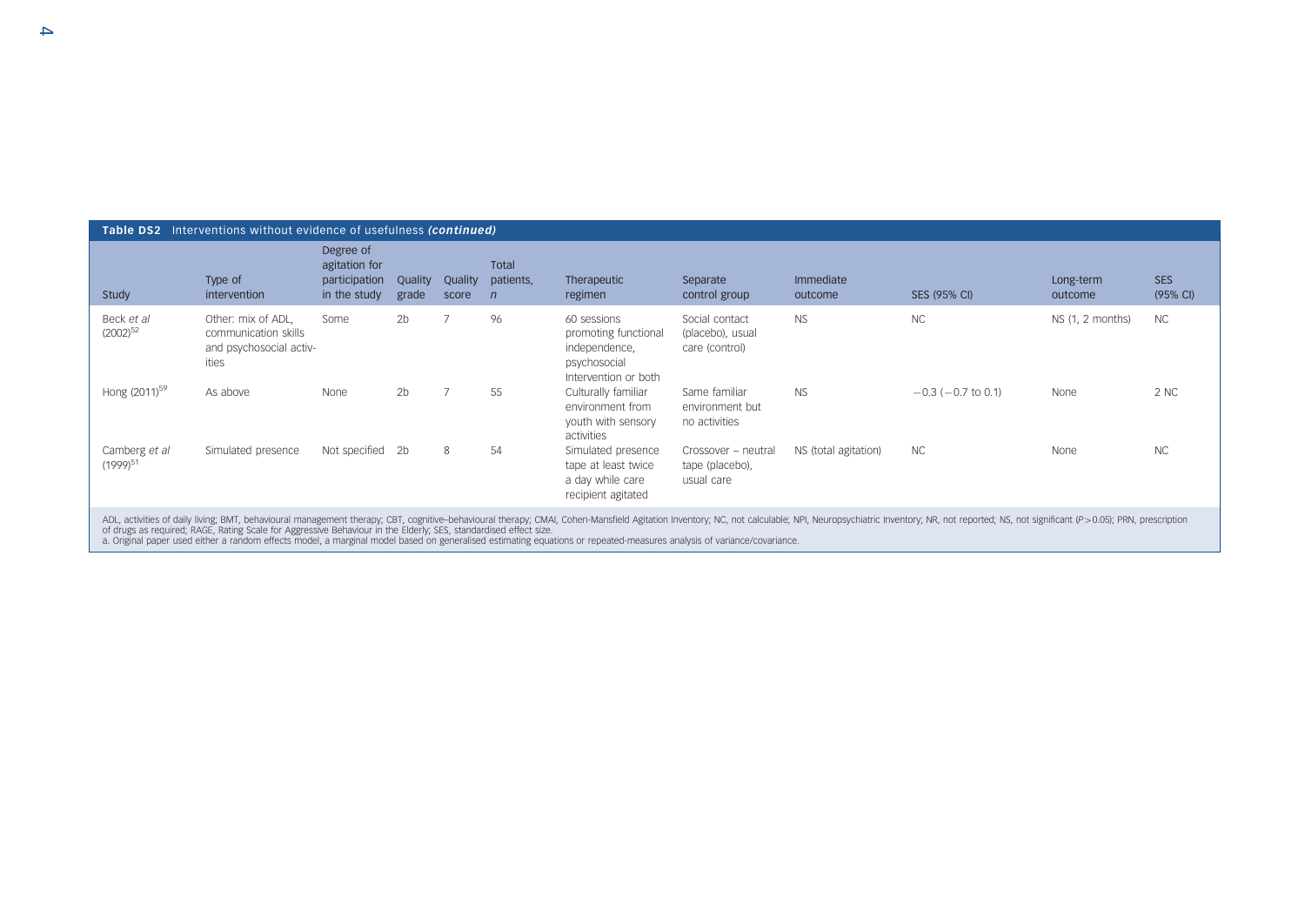**Table DS2** Interventions without evidence of usefulness *(continued)*

| Study | Type of intervention | Degree of agitation for participation in the study | Quality grade | Quality score | Total patients, *n* | Therapeutic regimen | Separate control group | Immediate outcome | SES (95% CI) | Long-term outcome | SES (95% CI) |
|---|---|---|---|---|---|---|---|---|---|---|---|
| Beck *et al* (2002)[52] | Other: mix of ADL, communication skills and psychosocial activities | Some | 2b | 7 | 96 | 60 sessions promoting functional independence, psychosocial Intervention or both | Social contact (placebo), usual care (control) | NS | NC | NS (1, 2 months) | NC |
| Hong (2011)[59] | As above | None | 2b | 7 | 55 | Culturally familiar environment from youth with sensory activities | Same familiar environment but no activities | NS | −0.3 (−0.7 to 0.1) | None | 2 NC |
| Camberg *et al* (1999)[51] | Simulated presence | Not specified | 2b | 8 | 54 | Simulated presence tape at least twice a day while care recipient agitated | Crossover – neutral tape (placebo), usual care | NS (total agitation) | NC | None | NC |

ADL, activities of daily living; BMT, behavioural management therapy; CBT, cognitive–behavioural therapy; CMAI, Cohen-Mansfield Agitation Inventory; NC, not calculable; NPI, Neuropsychiatric Inventory; NR, not reported; NS, not significant ($P>0.05$); PRN, prescription of drugs as required; RAGE, Rating Scale for Aggressive Behaviour in the Elderly; SES, standardised effect size.

a. Original paper used either a random effects model, a marginal model based on generalised estimating equations or repeated-measures analysis of variance/covariance.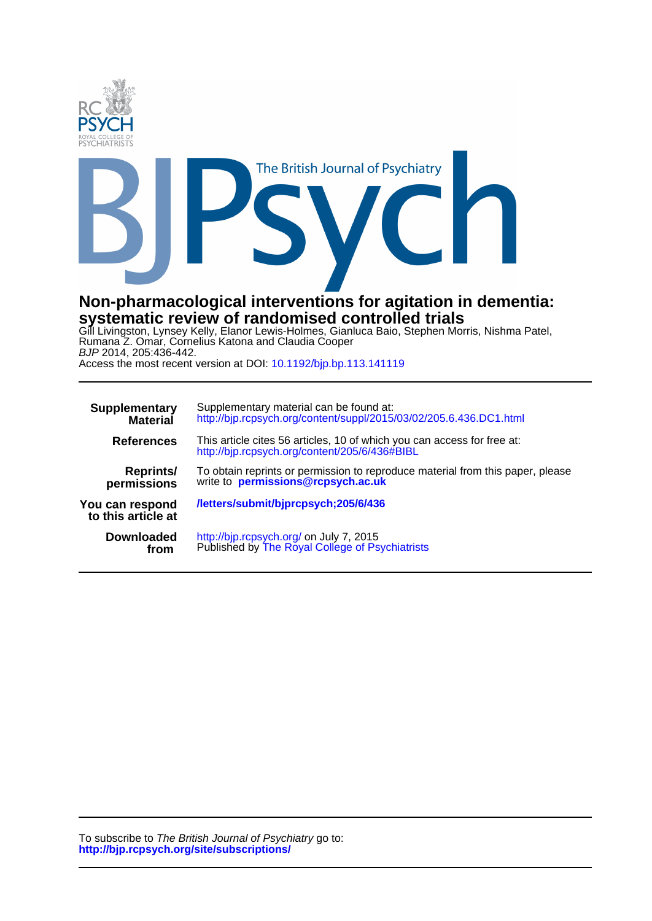# Non-pharmacological interventions for agitation in dementia: systematic review of randomised controlled trials

Gill Livingston, Lynsey Kelly, Elanor Lewis-Holmes, Gianluca Baio, Stephen Morris, Nishma Patel, Rumana Z. Omar, Cornelius Katona and Claudia Cooper

*BJP* 2014, 205:436-442.

Access the most recent version at DOI: 10.1192/bjp.bp.113.141119

| | |
|---|---|
| **Supplementary Material** | Supplementary material can be found at: http://bjp.rcpsych.org/content/suppl/2015/03/02/205.6.436.DC1.html |
| **References** | This article cites 56 articles, 10 of which you can access for free at: http://bjp.rcpsych.org/content/205/6/436#BIBL |
| **Reprints/ permissions** | To obtain reprints or permission to reproduce material from this paper, please write to **permissions@rcpsych.ac.uk** |
| **You can respond to this article at** | **/letters/submit/bjprcpsych;205/6/436** |
| **Downloaded from** | http://bjp.rcpsych.org/ on July 7, 2015 Published by The Royal College of Psychiatrists |

To subscribe to *The British Journal of Psychiatry* go to:
**http://bjp.rcpsych.org/site/subscriptions/**